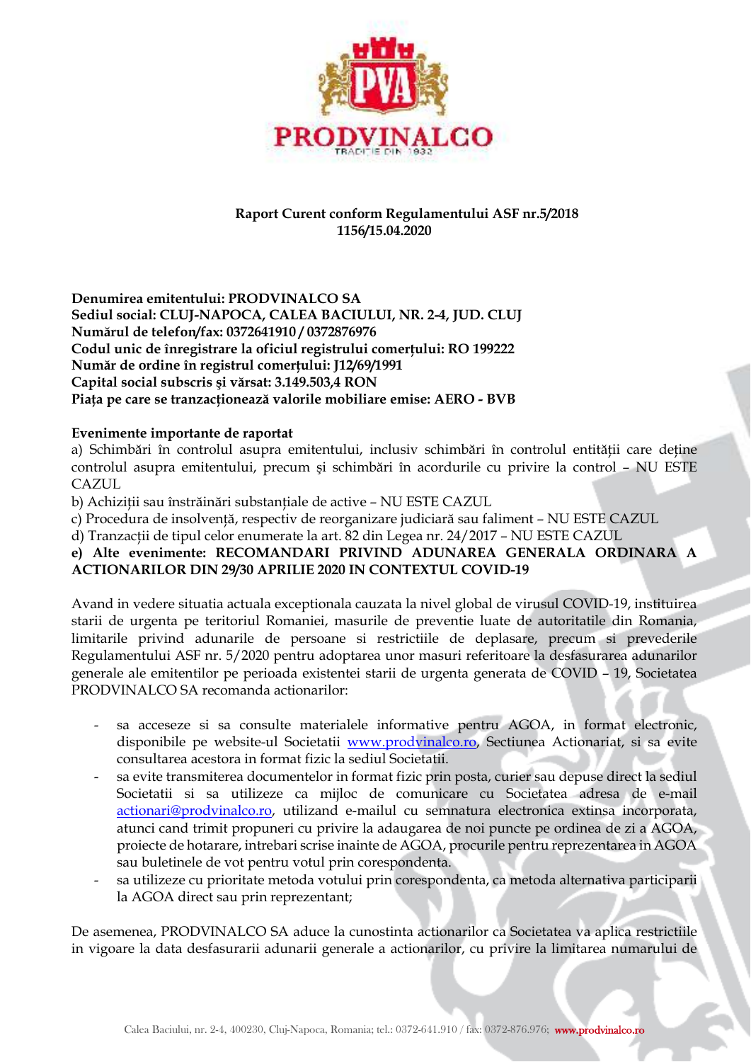**Raport Curent conform Regulamentului ASF nr.5/2018**
**1156/15.04.2020**

**Denumirea emitentului: PRODVINALCO SA**
**Sediul social: CLUJ-NAPOCA, CALEA BACIULUI, NR. 2-4, JUD. CLUJ**
**Numărul de telefon/fax: 0372641910 / 0372876976**
**Codul unic de înregistrare la oficiul registrului comerțului: RO 199222**
**Număr de ordine în registrul comerțului: J12/69/1991**
**Capital social subscris și vărsat: 3.149.503,4 RON**
**Piața pe care se tranzacționează valorile mobiliare emise: AERO - BVB**

**Evenimente importante de raportat**

a) Schimbări în controlul asupra emitentului, inclusiv schimbări în controlul entității care deține controlul asupra emitentului, precum și schimbări în acordurile cu privire la control – NU ESTE CAZUL

b) Achiziții sau înstrăinări substanțiale de active – NU ESTE CAZUL

c) Procedura de insolvență, respectiv de reorganizare judiciară sau faliment – NU ESTE CAZUL

d) Tranzacții de tipul celor enumerate la art. 82 din Legea nr. 24/2017 – NU ESTE CAZUL

**e) Alte evenimente: RECOMANDARI PRIVIND ADUNAREA GENERALA ORDINARA A ACTIONARILOR DIN 29/30 APRILIE 2020 IN CONTEXTUL COVID-19**

Avand in vedere situatia actuala exceptionala cauzata la nivel global de virusul COVID-19, instituirea starii de urgenta pe teritoriul Romaniei, masurile de preventie luate de autoritatile din Romania, limitarile privind adunarile de persoane si restrictiile de deplasare, precum si prevederile Regulamentului ASF nr. 5/2020 pentru adoptarea unor masuri referitoare la desfasurarea adunarilor generale ale emitentilor pe perioada existentei starii de urgenta generata de COVID – 19, Societatea PRODVINALCO SA recomanda actionarilor:

- sa acceseze si sa consulte materialele informative pentru AGOA, in format electronic, disponibile pe website-ul Societatii www.prodvinalco.ro, Sectiunea Actionariat, si sa evite consultarea acestora in format fizic la sediul Societatii.
- sa evite transmiterea documentelor in format fizic prin posta, curier sau depuse direct la sediul Societatii si sa utilizeze ca mijloc de comunicare cu Societatea adresa de e-mail actionari@prodvinalco.ro, utilizand e-mailul cu semnatura electronica extinsa incorporata, atunci cand trimit propuneri cu privire la adaugarea de noi puncte pe ordinea de zi a AGOA, proiecte de hotarare, intrebari scrise inainte de AGOA, procurile pentru reprezentarea in AGOA sau buletinele de vot pentru votul prin corespondenta.
- sa utilizeze cu prioritate metoda votului prin corespondenta, ca metoda alternativa participarii la AGOA direct sau prin reprezentant;

De asemenea, PRODVINALCO SA aduce la cunostinta actionarilor ca Societatea va aplica restrictiile in vigoare la data desfasurarii adunarii generale a actionarilor, cu privire la limitarea numarului de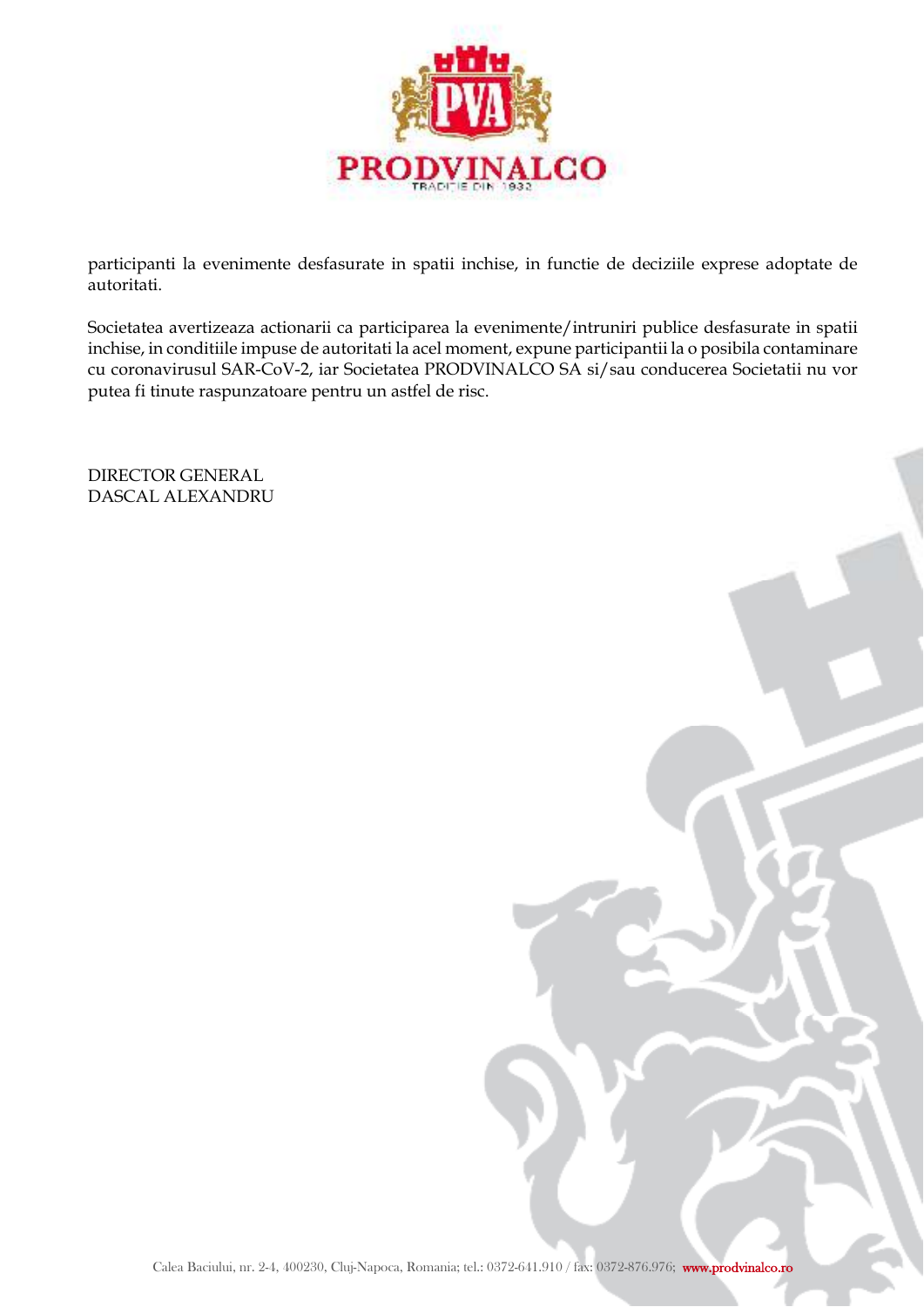participanti la evenimente desfasurate in spatii inchise, in functie de deciziile exprese adoptate de autoritati.

Societatea avertizeaza actionarii ca participarea la evenimente/intruniri publice desfasurate in spatii inchise, in conditiile impuse de autoritati la acel moment, expune participantii la o posibila contaminare cu coronavirusul SAR-CoV-2, iar Societatea PRODVINALCO SA si/sau conducerea Societatii nu vor putea fi tinute raspunzatoare pentru un astfel de risc.

DIRECTOR GENERAL
DASCAL ALEXANDRU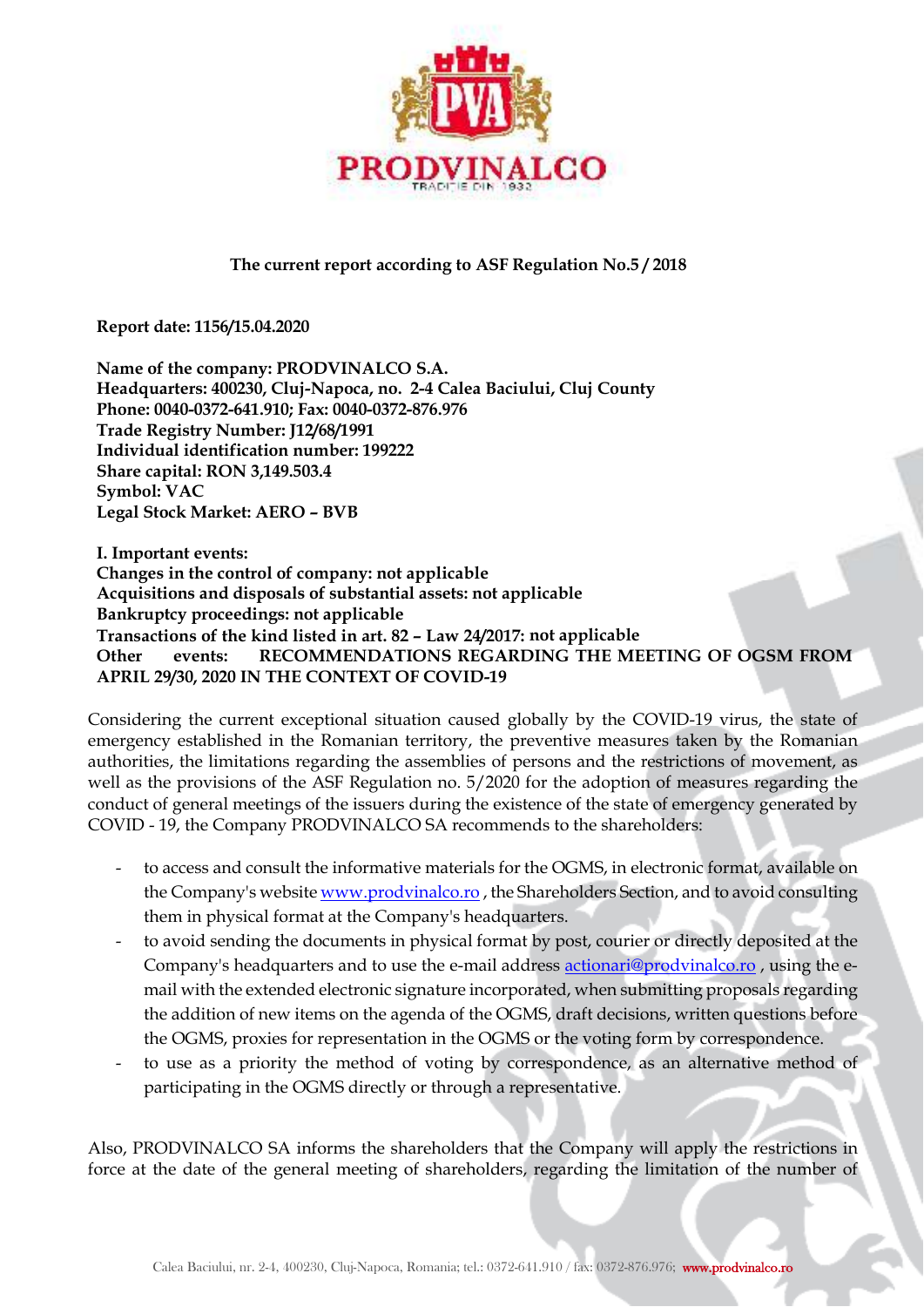**The current report according to ASF Regulation No.5 / 2018**

**Report date: 1156/15.04.2020**

**Name of the company: PRODVINALCO S.A.**
**Headquarters: 400230, Cluj-Napoca, no. 2-4 Calea Baciului, Cluj County**
**Phone: 0040-0372-641.910; Fax: 0040-0372-876.976**
**Trade Registry Number: J12/68/1991**
**Individual identification number: 199222**
**Share capital: RON 3,149.503.4**
**Symbol: VAC**
**Legal Stock Market: AERO – BVB**

**I. Important events:**
**Changes in the control of company: not applicable**
**Acquisitions and disposals of substantial assets: not applicable**
**Bankruptcy proceedings: not applicable**
**Transactions of the kind listed in art. 82 – Law 24/2017: not applicable**
**Other events: RECOMMENDATIONS REGARDING THE MEETING OF OGSM FROM APRIL 29/30, 2020 IN THE CONTEXT OF COVID-19**

Considering the current exceptional situation caused globally by the COVID-19 virus, the state of emergency established in the Romanian territory, the preventive measures taken by the Romanian authorities, the limitations regarding the assemblies of persons and the restrictions of movement, as well as the provisions of the ASF Regulation no. 5/2020 for the adoption of measures regarding the conduct of general meetings of the issuers during the existence of the state of emergency generated by COVID - 19, the Company PRODVINALCO SA recommends to the shareholders:

- to access and consult the informative materials for the OGMS, in electronic format, available on the Company's website www.prodvinalco.ro , the Shareholders Section, and to avoid consulting them in physical format at the Company's headquarters.
- to avoid sending the documents in physical format by post, courier or directly deposited at the Company's headquarters and to use the e-mail address actionari@prodvinalco.ro , using the e-mail with the extended electronic signature incorporated, when submitting proposals regarding the addition of new items on the agenda of the OGMS, draft decisions, written questions before the OGMS, proxies for representation in the OGMS or the voting form by correspondence.
- to use as a priority the method of voting by correspondence, as an alternative method of participating in the OGMS directly or through a representative.

Also, PRODVINALCO SA informs the shareholders that the Company will apply the restrictions in force at the date of the general meeting of shareholders, regarding the limitation of the number of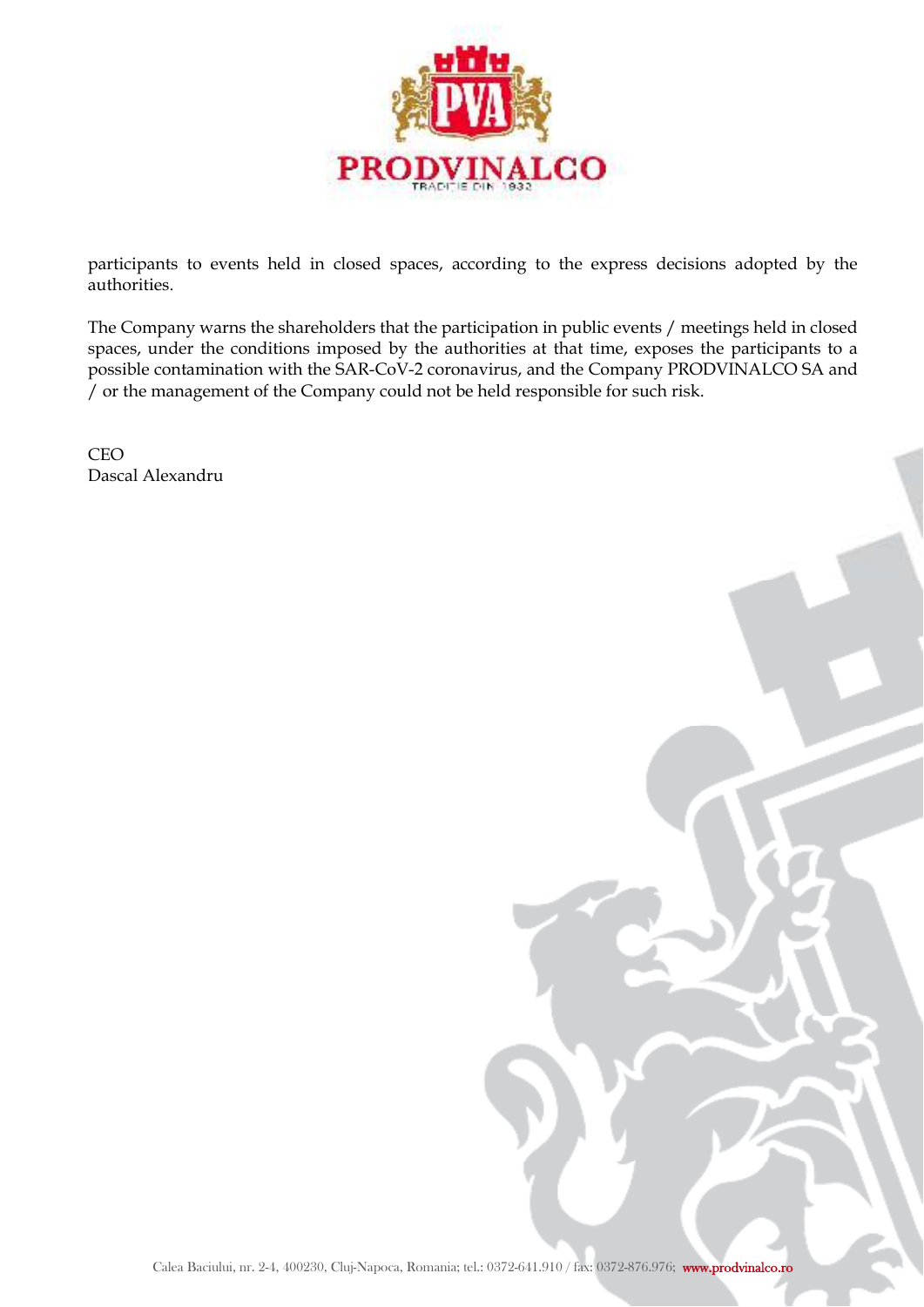participants to events held in closed spaces, according to the express decisions adopted by the authorities.

The Company warns the shareholders that the participation in public events / meetings held in closed spaces, under the conditions imposed by the authorities at that time, exposes the participants to a possible contamination with the SAR-CoV-2 coronavirus, and the Company PRODVINALCO SA and / or the management of the Company could not be held responsible for such risk.

CEO
Dascal Alexandru